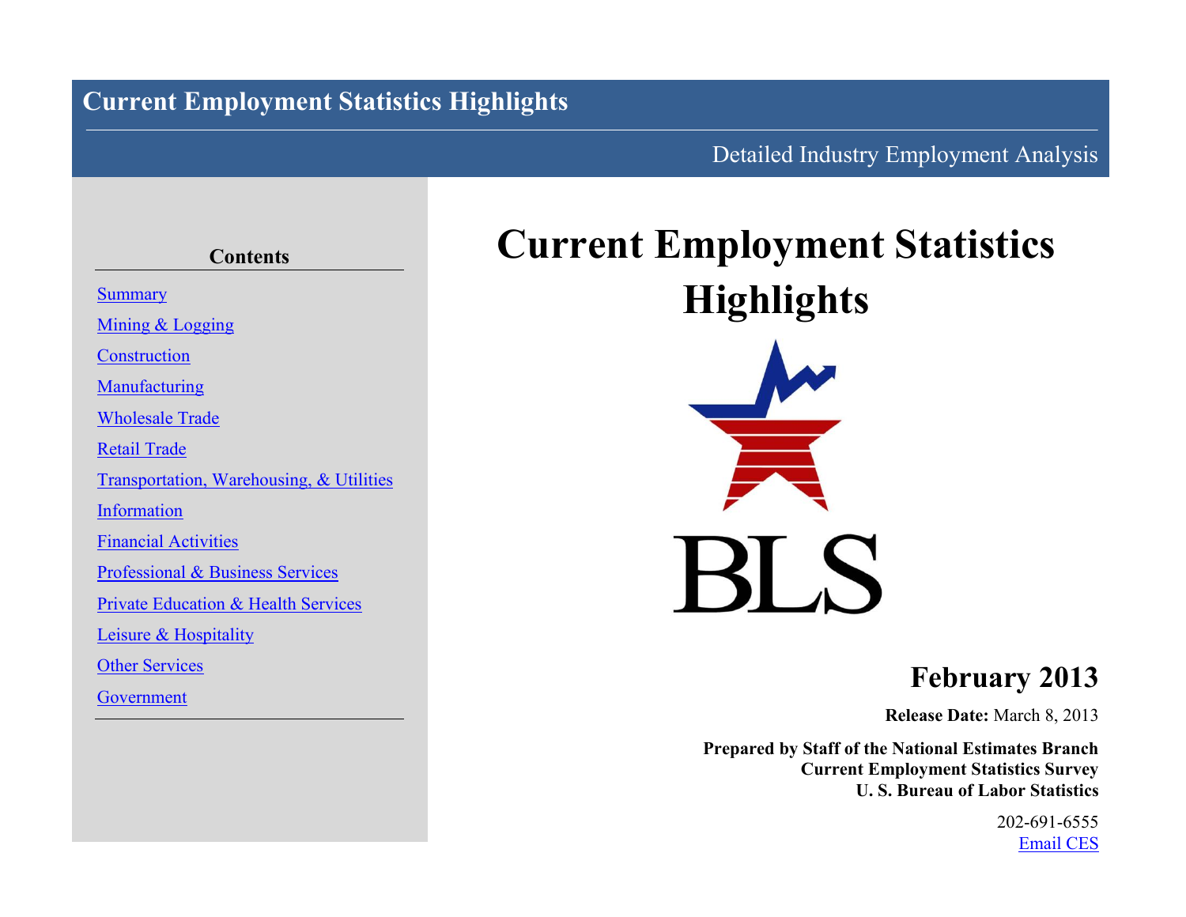# Current Employment Statistics Highlights

Detailed Industry Employment Analysis

## Contents

- Summary
- Mining & Logging
- Construction
- Manufacturing
- Wholesale Trade
- Retail Trade
- Transportation, Warehousing, & Utilities
- Information
- Financial Activities
- Professional & Business Services
- Private Education & Health Services
- Leisure & Hospitality
- Other Services
- Government

# Current Employment Statistics Highlights

BLS

## February 2013

**Release Date:** March 8, 2013

**Prepared by Staff of the National Estimates Branch**
**Current Employment Statistics Survey**
**U. S. Bureau of Labor Statistics**

202-691-6555
Email CES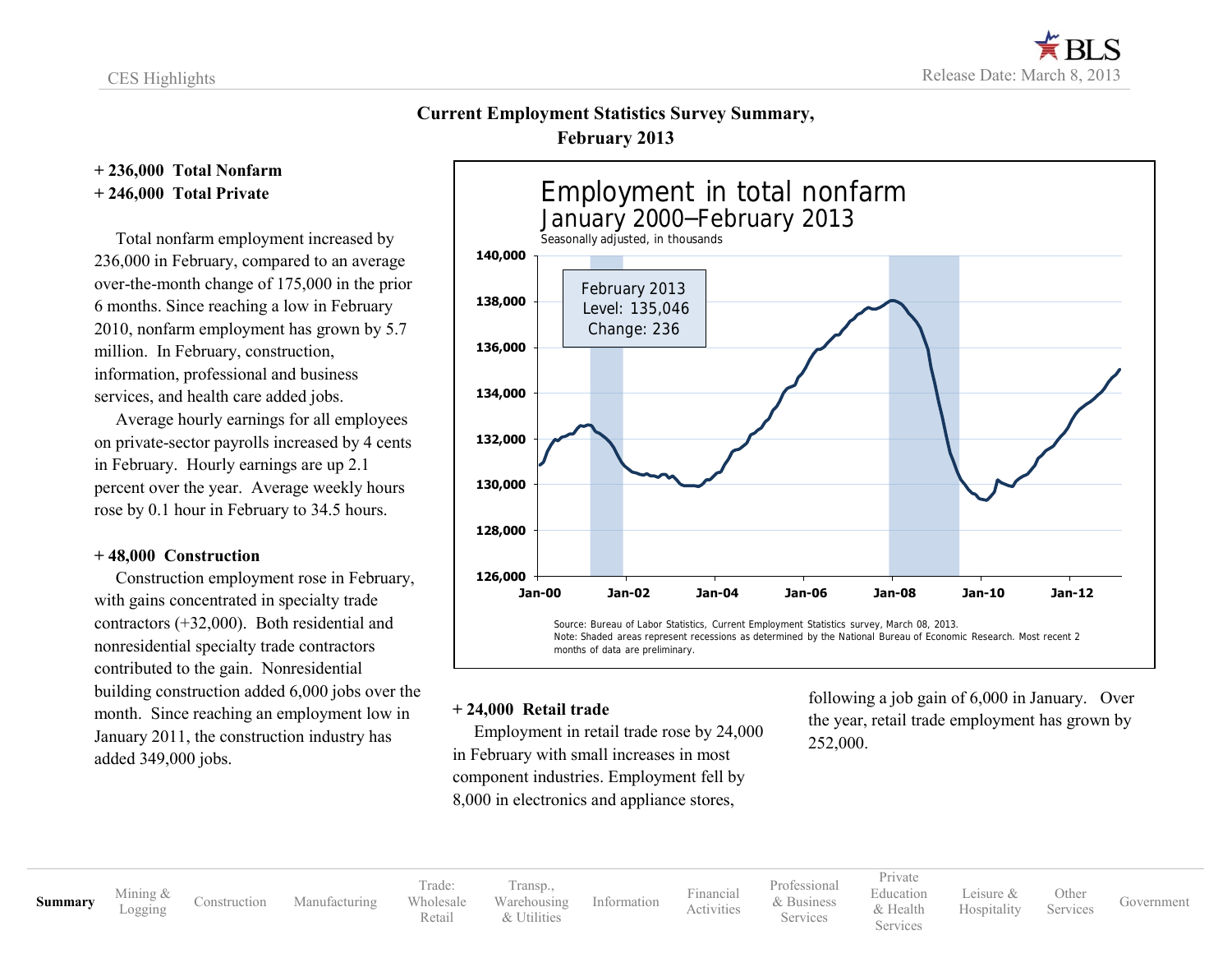## Current Employment Statistics Survey Summary, February 2013

**+ 236,000 Total Nonfarm**
**+ 246,000 Total Private**

Total nonfarm employment increased by 236,000 in February, compared to an average over-the-month change of 175,000 in the prior 6 months. Since reaching a low in February 2010, nonfarm employment has grown by 5.7 million. In February, construction, information, professional and business services, and health care added jobs.

Average hourly earnings for all employees on private-sector payrolls increased by 4 cents in February. Hourly earnings are up 2.1 percent over the year. Average weekly hours rose by 0.1 hour in February to 34.5 hours.

**+ 48,000 Construction**

Construction employment rose in February, with gains concentrated in specialty trade contractors (+32,000). Both residential and nonresidential specialty trade contractors contributed to the gain. Nonresidential building construction added 6,000 jobs over the month. Since reaching an employment low in January 2011, the construction industry has added 349,000 jobs.

**Employment in total nonfarm**
**January 2000–February 2013**
Seasonally adjusted, in thousands

February 2013
Level: 135,046
Change: 236

Source: Bureau of Labor Statistics, Current Employment Statistics survey, March 08, 2013.
Note: Shaded areas represent recessions as determined by the National Bureau of Economic Research. Most recent 2 months of data are preliminary.

**+ 24,000 Retail trade**

Employment in retail trade rose by 24,000 in February with small increases in most component industries. Employment fell by 8,000 in electronics and appliance stores, following a job gain of 6,000 in January. Over the year, retail trade employment has grown by 252,000.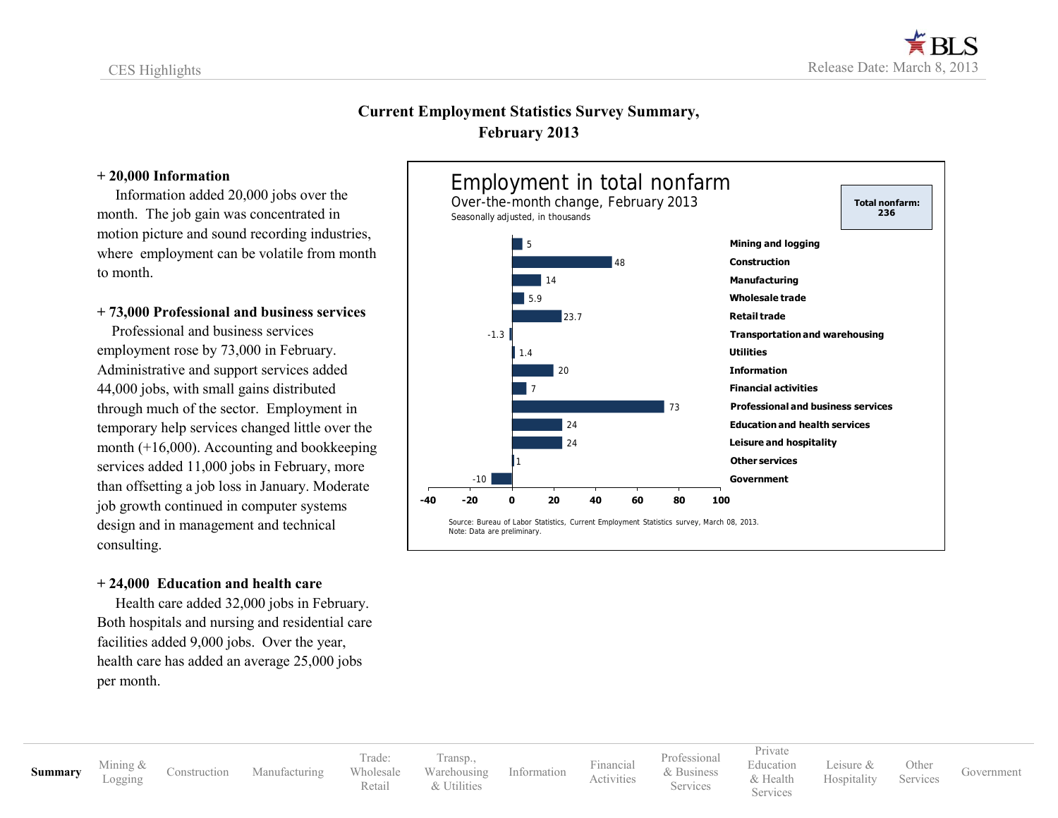# Current Employment Statistics Survey Summary, February 2013

**+ 20,000 Information**

Information added 20,000 jobs over the month. The job gain was concentrated in motion picture and sound recording industries, where employment can be volatile from month to month.

**+ 73,000 Professional and business services**

Professional and business services employment rose by 73,000 in February. Administrative and support services added 44,000 jobs, with small gains distributed through much of the sector. Employment in temporary help services changed little over the month (+16,000). Accounting and bookkeeping services added 11,000 jobs in February, more than offsetting a job loss in January. Moderate job growth continued in computer systems design and in management and technical consulting.

**+ 24,000 Education and health care**

Health care added 32,000 jobs in February. Both hospitals and nursing and residential care facilities added 9,000 jobs. Over the year, health care has added an average 25,000 jobs per month.

## Employment in total nonfarm

Over-the-month change, February 2013

Seasonally adjusted, in thousands

**Total nonfarm: 236**

| Industry | Change |
|---|---|
| Mining and logging | 5 |
| Construction | 48 |
| Manufacturing | 14 |
| Wholesale trade | 5.9 |
| Retail trade | 23.7 |
| Transportation and warehousing | -1.3 |
| Utilities | 1.4 |
| Information | 20 |
| Financial activities | 7 |
| Professional and business services | 73 |
| Education and health services | 24 |
| Leisure and hospitality | 24 |
| Other services | 1 |
| Government | -10 |

Source: Bureau of Labor Statistics, Current Employment Statistics survey, March 08, 2013.
Note: Data are preliminary.

**Summary** | Mining & Logging | Construction | Manufacturing | Trade: Wholesale Retail | Transp., Warehousing & Utilities | Information | Financial Activities | Professional & Business Services | Private Education & Health Services | Leisure & Hospitality | Other Services | Government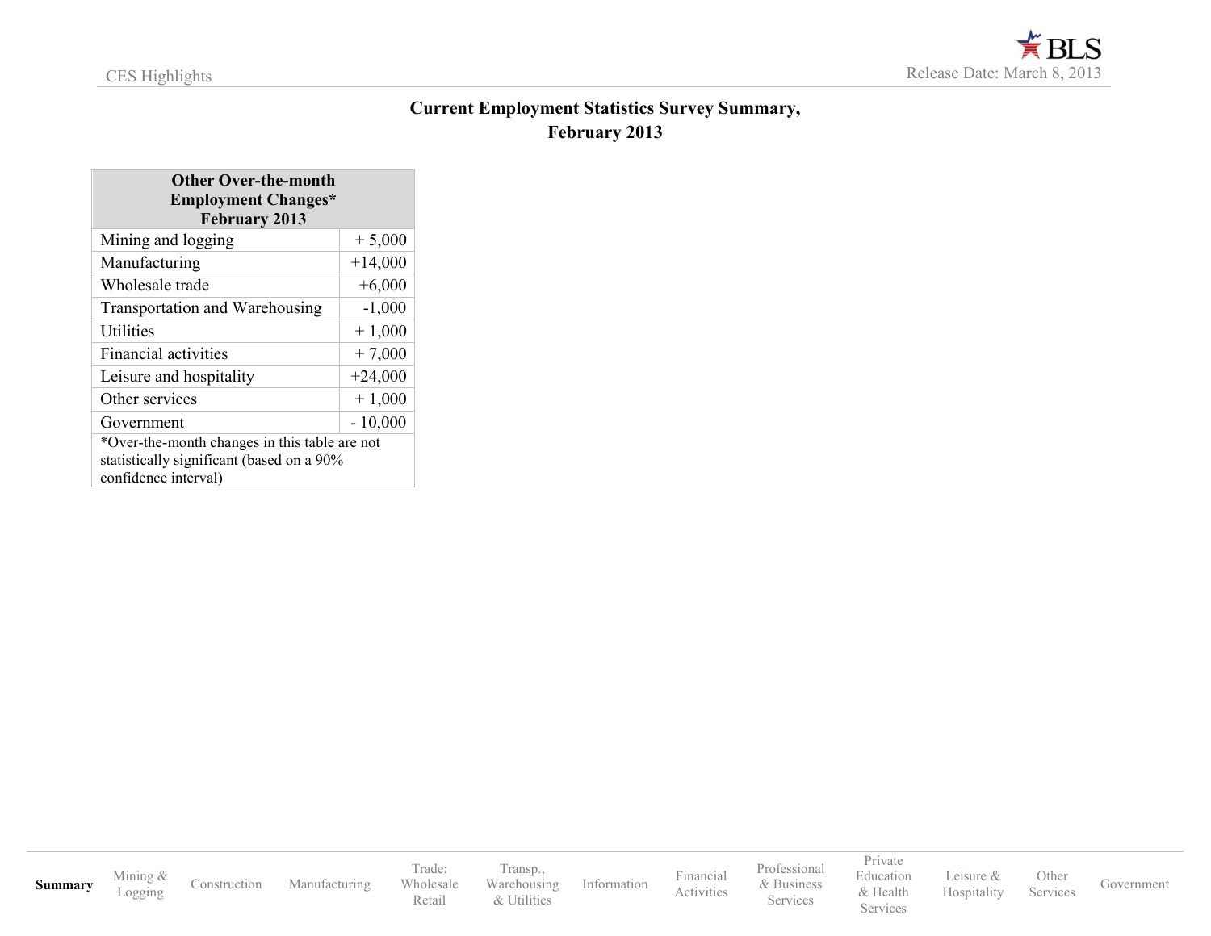# Current Employment Statistics Survey Summary, February 2013

| Other Over-the-month Employment Changes* February 2013 | |
|---|---|
| Mining and logging | + 5,000 |
| Manufacturing | +14,000 |
| Wholesale trade | +6,000 |
| Transportation and Warehousing | -1,000 |
| Utilities | + 1,000 |
| Financial activities | + 7,000 |
| Leisure and hospitality | +24,000 |
| Other services | + 1,000 |
| Government | - 10,000 |

*Over-the-month changes in this table are not statistically significant (based on a 90% confidence interval)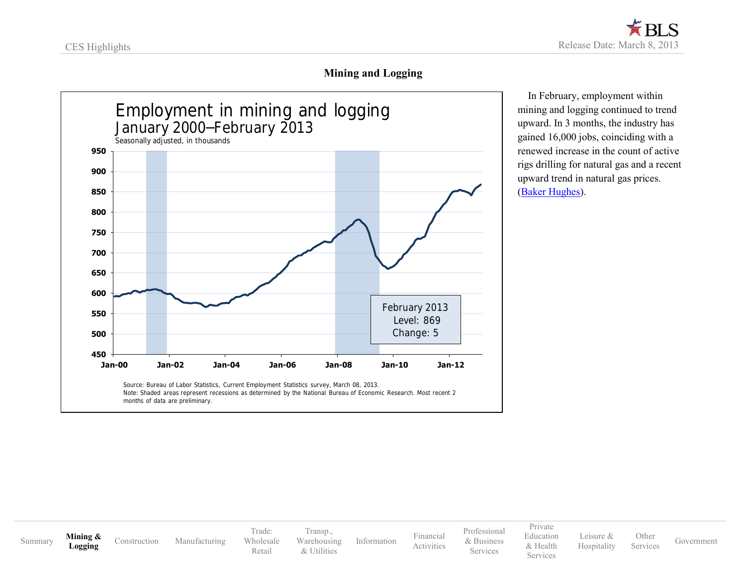## Mining and Logging

**Employment in mining and logging**
**January 2000–February 2013**
Seasonally adjusted, in thousands

February 2013
Level: 869
Change: 5

Source: Bureau of Labor Statistics, Current Employment Statistics survey, March 08, 2013.
Note: Shaded areas represent recessions as determined by the National Bureau of Economic Research. Most recent 2 months of data are preliminary.

In February, employment within mining and logging continued to trend upward. In 3 months, the industry has gained 16,000 jobs, coinciding with a renewed increase in the count of active rigs drilling for natural gas and a recent upward trend in natural gas prices. (Baker Hughes).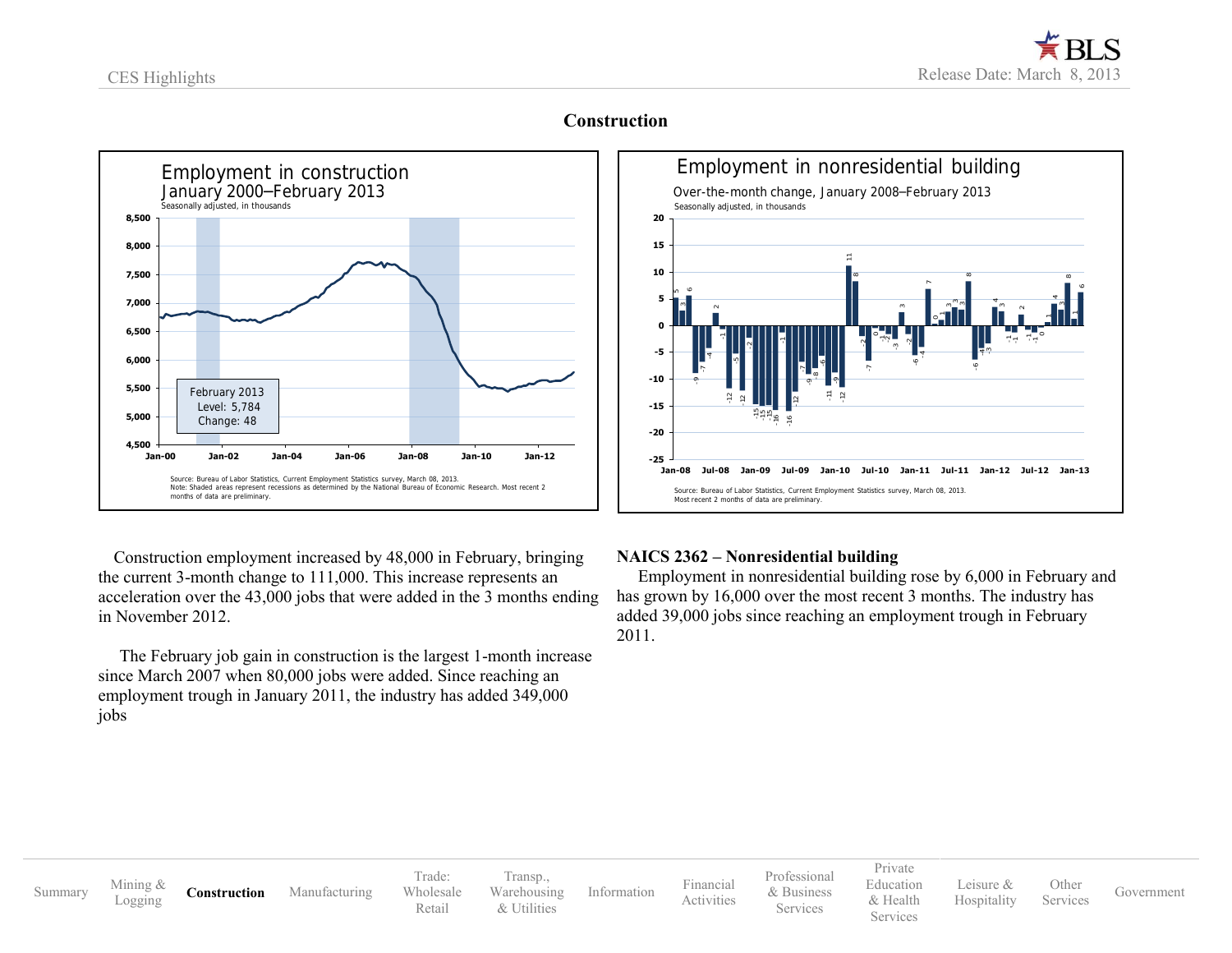## Construction

Employment in construction
January 2000–February 2013
Seasonally adjusted, in thousands

February 2013
Level: 5,784
Change: 48

Source: Bureau of Labor Statistics, Current Employment Statistics survey, March 08, 2013.
Note: Shaded areas represent recessions as determined by the National Bureau of Economic Research. Most recent 2 months of data are preliminary.

Employment in nonresidential building
Over-the-month change, January 2008–February 2013
Seasonally adjusted, in thousands

Source: Bureau of Labor Statistics, Current Employment Statistics survey, March 08, 2013.
Most recent 2 months of data are preliminary.

Construction employment increased by 48,000 in February, bringing the current 3-month change to 111,000. This increase represents an acceleration over the 43,000 jobs that were added in the 3 months ending in November 2012.

The February job gain in construction is the largest 1-month increase since March 2007 when 80,000 jobs were added. Since reaching an employment trough in January 2011, the industry has added 349,000 jobs

**NAICS 2362 – Nonresidential building**

Employment in nonresidential building rose by 6,000 in February and has grown by 16,000 over the most recent 3 months. The industry has added 39,000 jobs since reaching an employment trough in February 2011.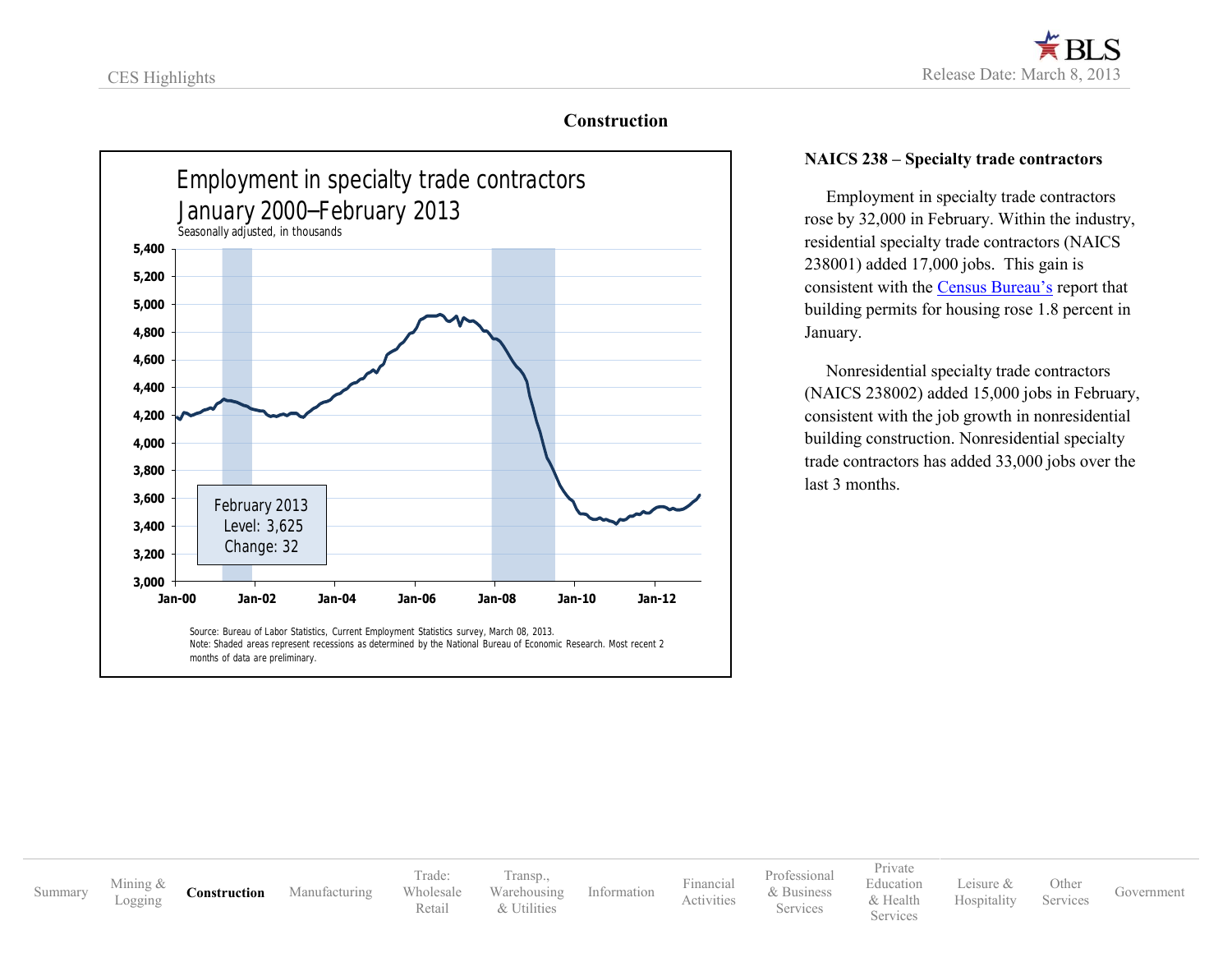## Construction

### Employment in specialty trade contractors January 2000–February 2013

Seasonally adjusted, in thousands

February 2013
Level: 3,625
Change: 32

Source: Bureau of Labor Statistics, Current Employment Statistics survey, March 08, 2013.
Note: Shaded areas represent recessions as determined by the National Bureau of Economic Research. Most recent 2 months of data are preliminary.

**NAICS 238 – Specialty trade contractors**

Employment in specialty trade contractors rose by 32,000 in February. Within the industry, residential specialty trade contractors (NAICS 238001) added 17,000 jobs. This gain is consistent with the Census Bureau's report that building permits for housing rose 1.8 percent in January.

Nonresidential specialty trade contractors (NAICS 238002) added 15,000 jobs in February, consistent with the job growth in nonresidential building construction. Nonresidential specialty trade contractors has added 33,000 jobs over the last 3 months.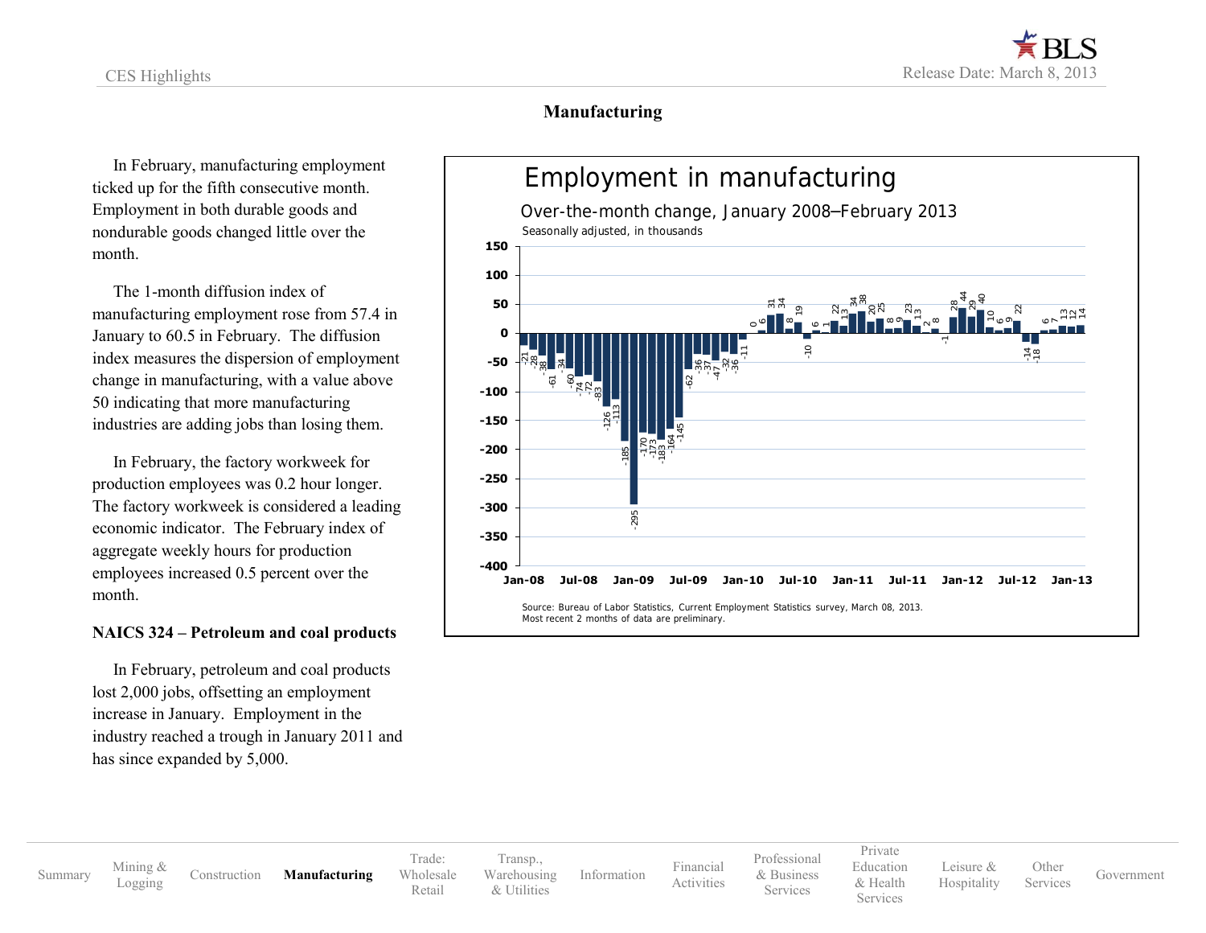## Manufacturing

In February, manufacturing employment ticked up for the fifth consecutive month. Employment in both durable goods and nondurable goods changed little over the month.

The 1-month diffusion index of manufacturing employment rose from 57.4 in January to 60.5 in February. The diffusion index measures the dispersion of employment change in manufacturing, with a value above 50 indicating that more manufacturing industries are adding jobs than losing them.

In February, the factory workweek for production employees was 0.2 hour longer. The factory workweek is considered a leading economic indicator. The February index of aggregate weekly hours for production employees increased 0.5 percent over the month.

**NAICS 324 – Petroleum and coal products**

In February, petroleum and coal products lost 2,000 jobs, offsetting an employment increase in January. Employment in the industry reached a trough in January 2011 and has since expanded by 5,000.

### Employment in manufacturing

Over-the-month change, January 2008–February 2013

Seasonally adjusted, in thousands

| Month | Change |
|---|---|
| Jan-08 | -21 |
| Feb-08 | -28 |
| Mar-08 | -38 |
| Apr-08 | -61 |
| May-08 | -34 |
| Jun-08 | -60 |
| Jul-08 | -74 |
| Aug-08 | -72 |
| Sep-08 | -83 |
| Oct-08 | -126 |
| Nov-08 | -113 |
| Dec-08 | -185 |
| Jan-09 | -295 |
| Feb-09 | -170 |
| Mar-09 | -173 |
| Apr-09 | -183 |
| May-09 | -164 |
| Jun-09 | -145 |
| Jul-09 | -62 |
| Aug-09 | -36 |
| Sep-09 | -37 |
| Oct-09 | -47 |
| Nov-09 | -32 |
| Dec-09 | -36 |
| Jan-10 | -11 |
| Feb-10 | 0 |
| Mar-10 | 6 |
| Apr-10 | 31 |
| May-10 | 34 |
| Jun-10 | 8 |
| Jul-10 | 19 |
| Aug-10 | -10 |
| Sep-10 | 6 |
| Oct-10 | 1 |
| Nov-10 | 22 |
| Dec-10 | 13 |
| Jan-11 | 34 |
| Feb-11 | 38 |
| Mar-11 | 20 |
| Apr-11 | 25 |
| May-11 | 8 |
| Jun-11 | 9 |
| Jul-11 | 23 |
| Aug-11 | 13 |
| Sep-11 | 2 |
| Oct-11 | 8 |
| Nov-11 | -1 |
| Dec-11 | 28 |
| Jan-12 | 44 |
| Feb-12 | 29 |
| Mar-12 | 40 |
| Apr-12 | 10 |
| May-12 | 6 |
| Jun-12 | 9 |
| Jul-12 | 22 |
| Aug-12 | -14 |
| Sep-12 | -18 |
| Oct-12 | 6 |
| Nov-12 | 7 |
| Dec-12 | 13 |
| Jan-13 | 12 |
| Feb-13 | 14 |

Source: Bureau of Labor Statistics, Current Employment Statistics survey, March 08, 2013. Most recent 2 months of data are preliminary.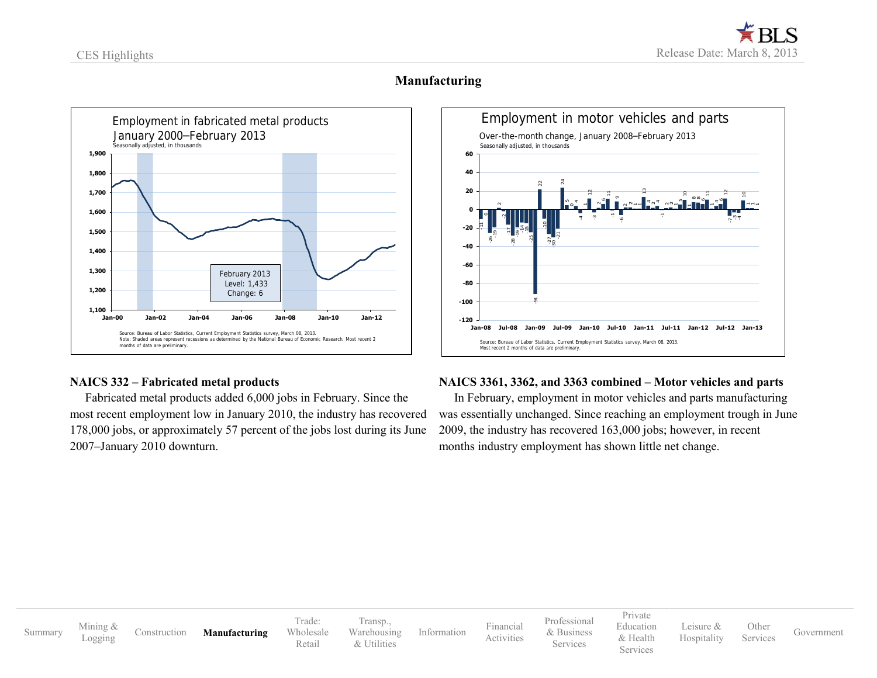# Manufacturing

**Employment in fabricated metal products**
January 2000–February 2013
Seasonally adjusted, in thousands

February 2013
Level: 1,433
Change: 6

Source: Bureau of Labor Statistics, Current Employment Statistics survey, March 08, 2013.
Note: Shaded areas represent recessions as determined by the National Bureau of Economic Research. Most recent 2 months of data are preliminary.

**Employment in motor vehicles and parts**
Over-the-month change, January 2008–February 2013
Seasonally adjusted, in thousands

Source: Bureau of Labor Statistics, Current Employment Statistics survey, March 08, 2013.
Most recent 2 months of data are preliminary.

## NAICS 332 – Fabricated metal products

Fabricated metal products added 6,000 jobs in February. Since the most recent employment low in January 2010, the industry has recovered 178,000 jobs, or approximately 57 percent of the jobs lost during its June 2007–January 2010 downturn.

## NAICS 3361, 3362, and 3363 combined – Motor vehicles and parts

In February, employment in motor vehicles and parts manufacturing was essentially unchanged. Since reaching an employment trough in June 2009, the industry has recovered 163,000 jobs; however, in recent months industry employment has shown little net change.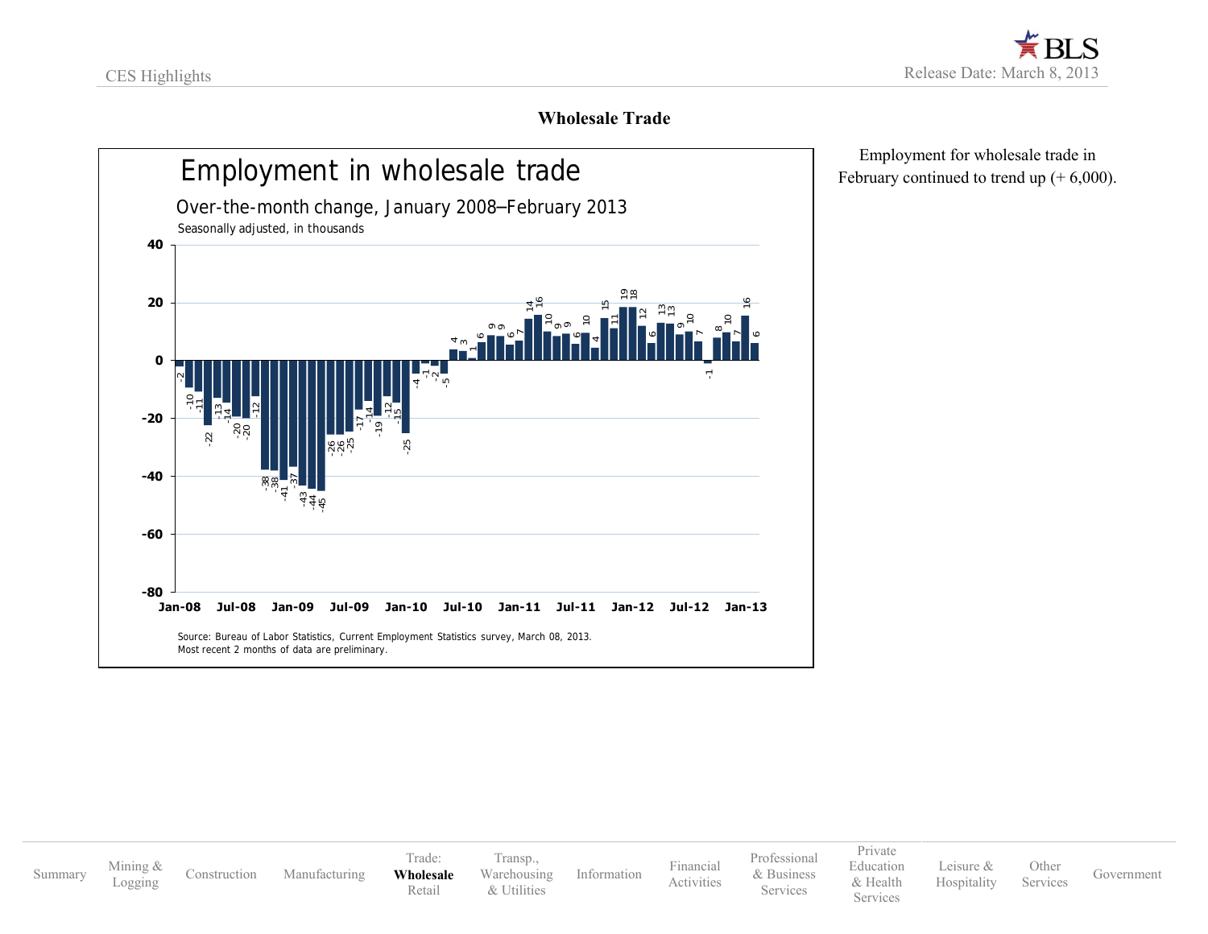## Wholesale Trade

Employment in wholesale trade

Over-the-month change, January 2008–February 2013

Seasonally adjusted, in thousands

Source: Bureau of Labor Statistics, Current Employment Statistics survey, March 08, 2013.
Most recent 2 months of data are preliminary.

Employment for wholesale trade in February continued to trend up (+ 6,000).

Summary | Mining & Logging | Construction | Manufacturing | Trade: **Wholesale** Retail | Transp., Warehousing & Utilities | Information | Financial Activities | Professional & Business Services | Private Education & Health Services | Leisure & Hospitality | Other Services | Government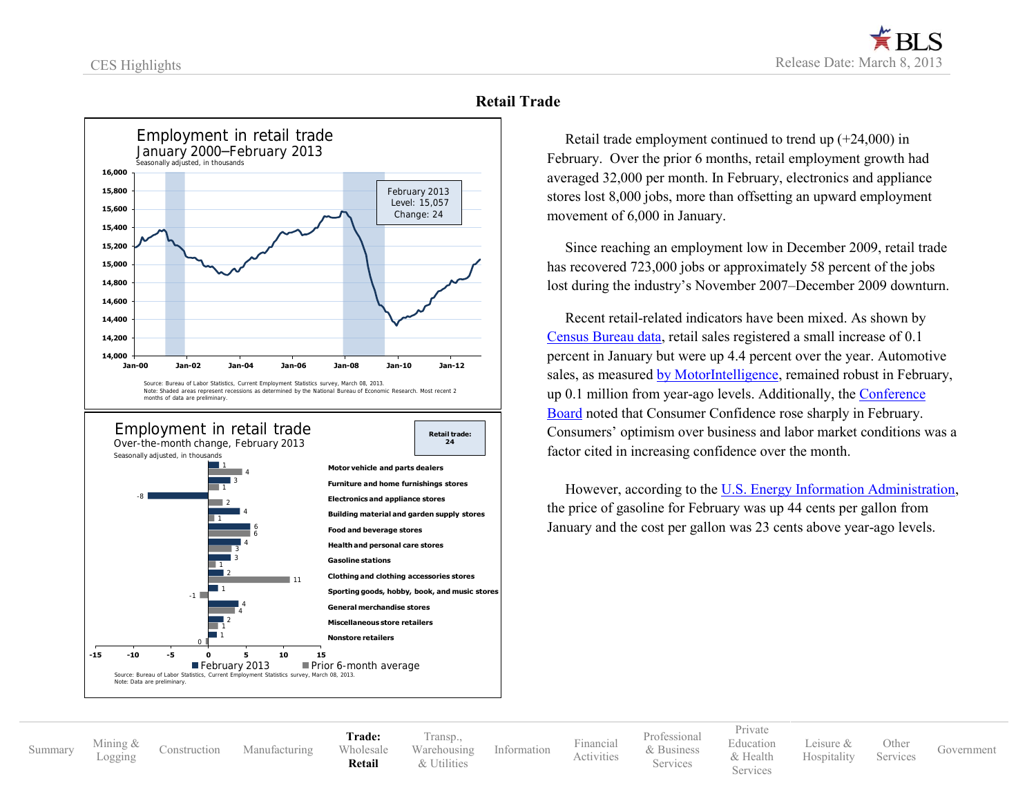## Retail Trade

**Employment in retail trade**
January 2000–February 2013
Seasonally adjusted, in thousands

February 2013
Level: 15,057
Change: 24

Source: Bureau of Labor Statistics, Current Employment Statistics survey, March 08, 2013.
Note: Shaded areas represent recessions as determined by the National Bureau of Economic Research. Most recent 2 months of data are preliminary.

**Employment in retail trade**
Over-the-month change, February 2013
Seasonally adjusted, in thousands

Retail trade: 24

| Industry | February 2013 | Prior 6-month average |
| --- | --- | --- |
| Motor vehicle and parts dealers | 1 | 4 |
| Furniture and home furnishings stores | 3 | 1 |
| Electronics and appliance stores | -8 | 2 |
| Building material and garden supply stores | 4 | 1 |
| Food and beverage stores | 6 | 6 |
| Health and personal care stores | 4 | 3 |
| Gasoline stations | 3 | 1 |
| Clothing and clothing accessories stores | 2 | 11 |
| Sporting goods, hobby, book, and music stores | 1 | -1 |
| General merchandise stores | 4 | 4 |
| Miscellaneous store retailers | 2 | 1 |
| Nonstore retailers | 1 | 0 |

Source: Bureau of Labor Statistics, Current Employment Statistics survey, March 08, 2013.
Note: Data are preliminary.

Retail trade employment continued to trend up (+24,000) in February. Over the prior 6 months, retail employment growth had averaged 32,000 per month. In February, electronics and appliance stores lost 8,000 jobs, more than offsetting an upward employment movement of 6,000 in January.

Since reaching an employment low in December 2009, retail trade has recovered 723,000 jobs or approximately 58 percent of the jobs lost during the industry's November 2007–December 2009 downturn.

Recent retail-related indicators have been mixed. As shown by Census Bureau data, retail sales registered a small increase of 0.1 percent in January but were up 4.4 percent over the year. Automotive sales, as measured by MotorIntelligence, remained robust in February, up 0.1 million from year-ago levels. Additionally, the Conference Board noted that Consumer Confidence rose sharply in February. Consumers' optimism over business and labor market conditions was a factor cited in increasing confidence over the month.

However, according to the U.S. Energy Information Administration, the price of gasoline for February was up 44 cents per gallon from January and the cost per gallon was 23 cents above year-ago levels.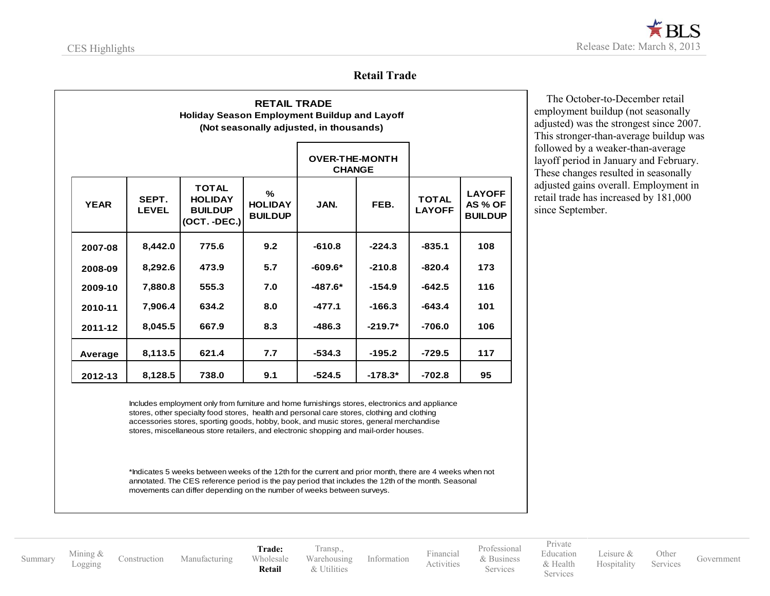## Retail Trade

**RETAIL TRADE**
**Holiday Season Employment Buildup and Layoff**
**(Not seasonally adjusted, in thousands)**

| YEAR | SEPT. LEVEL | TOTAL HOLIDAY BUILDUP (OCT. -DEC.) | % HOLIDAY BUILDUP | OVER-THE-MONTH CHANGE | | TOTAL LAYOFF | LAYOFF AS % OF BUILDUP |
|---|---|---|---|---|---|---|---|
| | | | | JAN. | FEB. | | |
| 2007-08 | 8,442.0 | 775.6 | 9.2 | -610.8 | -224.3 | -835.1 | 108 |
| 2008-09 | 8,292.6 | 473.9 | 5.7 | -609.6* | -210.8 | -820.4 | 173 |
| 2009-10 | 7,880.8 | 555.3 | 7.0 | -487.6* | -154.9 | -642.5 | 116 |
| 2010-11 | 7,906.4 | 634.2 | 8.0 | -477.1 | -166.3 | -643.4 | 101 |
| 2011-12 | 8,045.5 | 667.9 | 8.3 | -486.3 | -219.7* | -706.0 | 106 |
| Average | 8,113.5 | 621.4 | 7.7 | -534.3 | -195.2 | -729.5 | 117 |
| 2012-13 | 8,128.5 | 738.0 | 9.1 | -524.5 | -178.3* | -702.8 | 95 |

Includes employment only from furniture and home furnishings stores, electronics and appliance stores, other specialty food stores, health and personal care stores, clothing and clothing accessories stores, sporting goods, hobby, book, and music stores, general merchandise stores, miscellaneous store retailers, and electronic shopping and mail-order houses.

*Indicates 5 weeks between weeks of the 12th for the current and prior month, there are 4 weeks when not annotated. The CES reference period is the pay period that includes the 12th of the month. Seasonal movements can differ depending on the number of weeks between surveys.

The October-to-December retail employment buildup (not seasonally adjusted) was the strongest since 2007. This stronger-than-average buildup was followed by a weaker-than-average layoff period in January and February. These changes resulted in seasonally adjusted gains overall. Employment in retail trade has increased by 181,000 since September.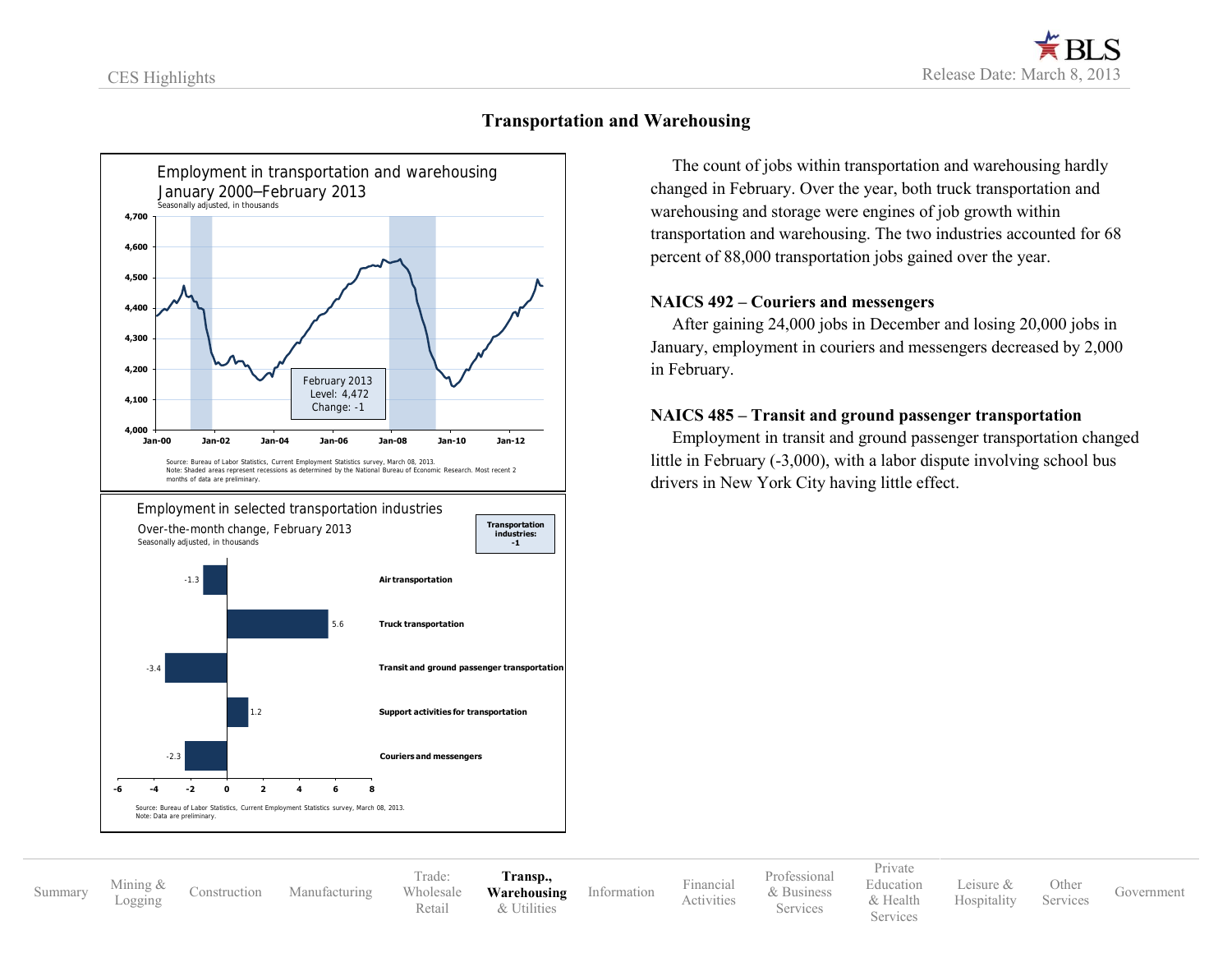## Transportation and Warehousing

**Employment in transportation and warehousing**
**January 2000–February 2013**
Seasonally adjusted, in thousands

February 2013
Level: 4,472
Change: -1

Source: Bureau of Labor Statistics, Current Employment Statistics survey, March 08, 2013.
Note: Shaded areas represent recessions as determined by the National Bureau of Economic Research. Most recent 2 months of data are preliminary.

**Employment in selected transportation industries**
**Over-the-month change, February 2013**
Seasonally adjusted, in thousands

Transportation industries: -1

| Industry | Change |
| --- | --- |
| Air transportation | -1.3 |
| Truck transportation | 5.6 |
| Transit and ground passenger transportation | -3.4 |
| Support activities for transportation | 1.2 |
| Couriers and messengers | -2.3 |

Source: Bureau of Labor Statistics, Current Employment Statistics survey, March 08, 2013.
Note: Data are preliminary.

The count of jobs within transportation and warehousing hardly changed in February. Over the year, both truck transportation and warehousing and storage were engines of job growth within transportation and warehousing. The two industries accounted for 68 percent of 88,000 transportation jobs gained over the year.

### NAICS 492 – Couriers and messengers

After gaining 24,000 jobs in December and losing 20,000 jobs in January, employment in couriers and messengers decreased by 2,000 in February.

### NAICS 485 – Transit and ground passenger transportation

Employment in transit and ground passenger transportation changed little in February (-3,000), with a labor dispute involving school bus drivers in New York City having little effect.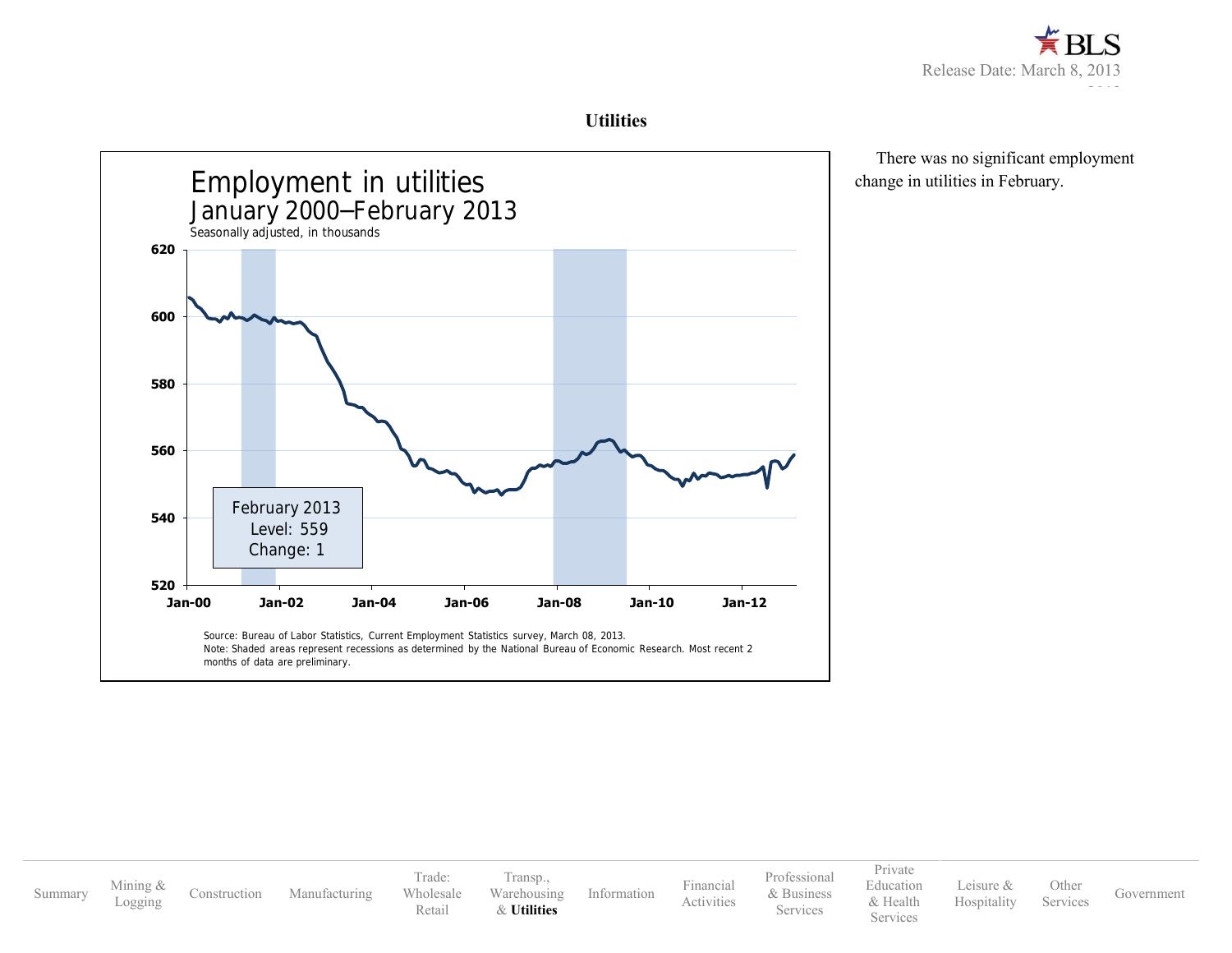## Utilities

### Employment in utilities
January 2000–February 2013
Seasonally adjusted, in thousands

February 2013
Level: 559
Change: 1

Source: Bureau of Labor Statistics, Current Employment Statistics survey, March 08, 2013.
Note: Shaded areas represent recessions as determined by the National Bureau of Economic Research. Most recent 2 months of data are preliminary.

There was no significant employment change in utilities in February.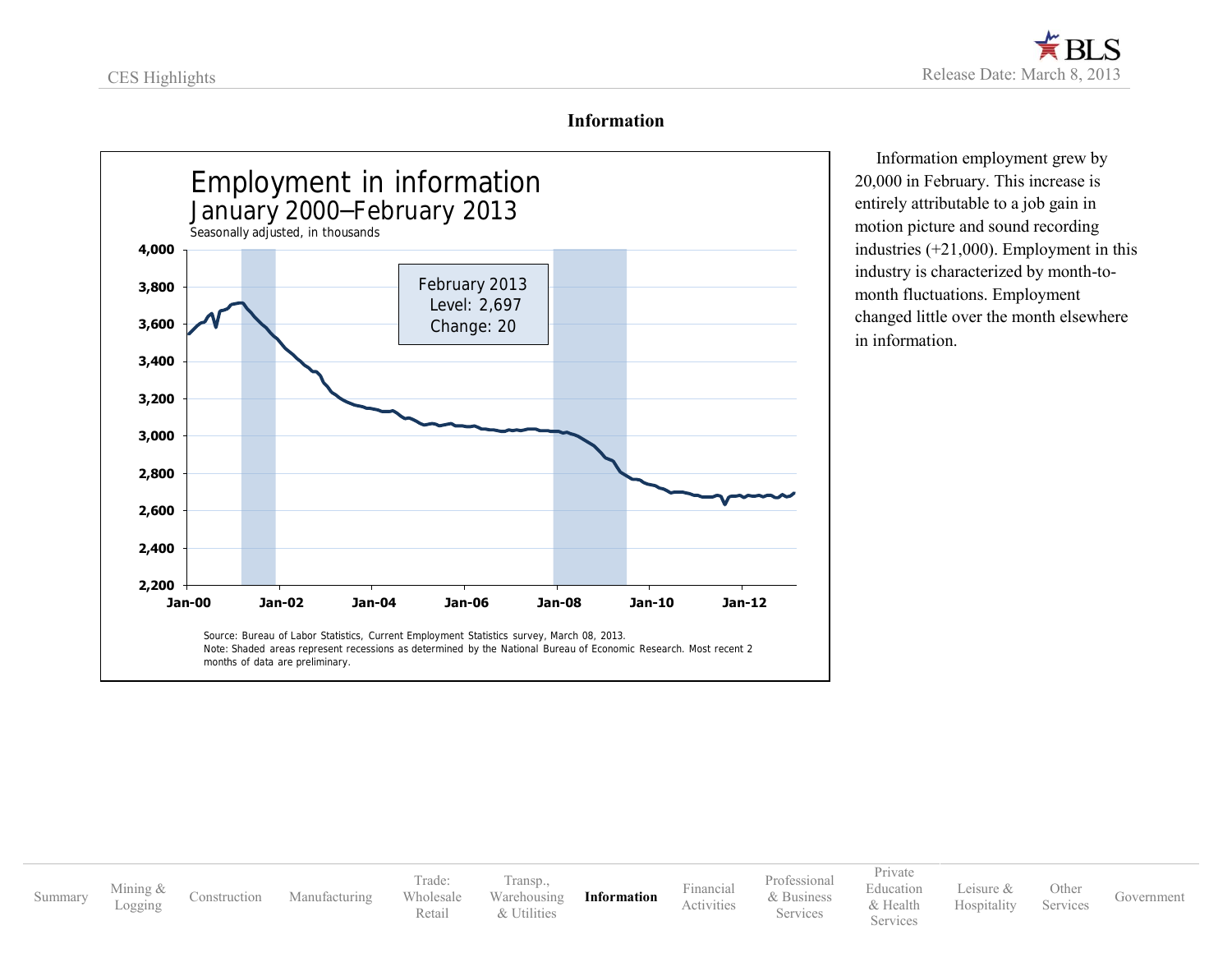## Information

**Employment in information**
**January 2000–February 2013**
Seasonally adjusted, in thousands

February 2013
Level: 2,697
Change: 20

Source: Bureau of Labor Statistics, Current Employment Statistics survey, March 08, 2013.
Note: Shaded areas represent recessions as determined by the National Bureau of Economic Research. Most recent 2 months of data are preliminary.

Information employment grew by 20,000 in February. This increase is entirely attributable to a job gain in motion picture and sound recording industries (+21,000). Employment in this industry is characterized by month-to-month fluctuations. Employment changed little over the month elsewhere in information.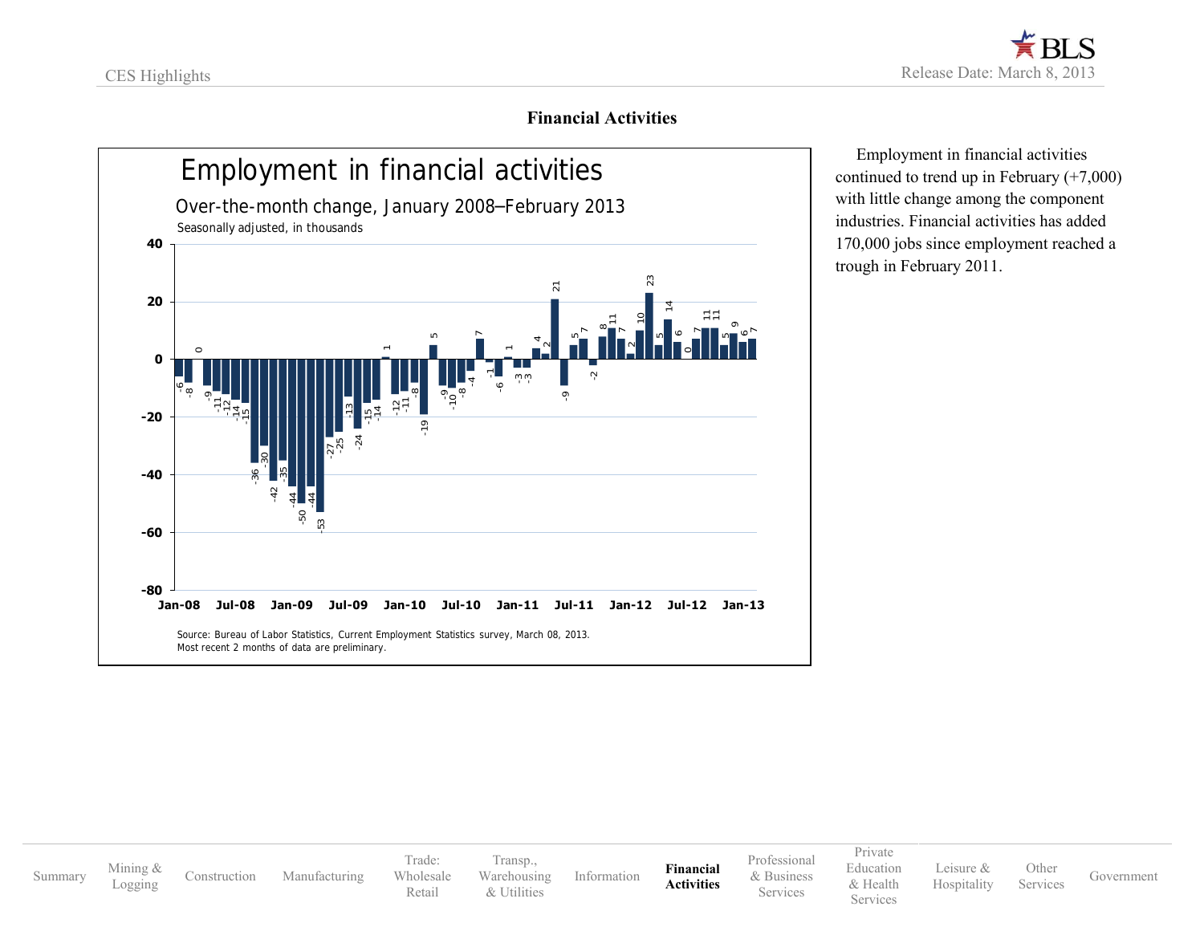## Financial Activities

Employment in financial activities

Over-the-month change, January 2008–February 2013

Seasonally adjusted, in thousands

Source: Bureau of Labor Statistics, Current Employment Statistics survey, March 08, 2013.
Most recent 2 months of data are preliminary.

Employment in financial activities continued to trend up in February (+7,000) with little change among the component industries. Financial activities has added 170,000 jobs since employment reached a trough in February 2011.

Summary | Mining & Logging | Construction | Manufacturing | Trade: Wholesale Retail | Transp., Warehousing & Utilities | Information | **Financial Activities** | Professional & Business Services | Private Education & Health Services | Leisure & Hospitality | Other Services | Government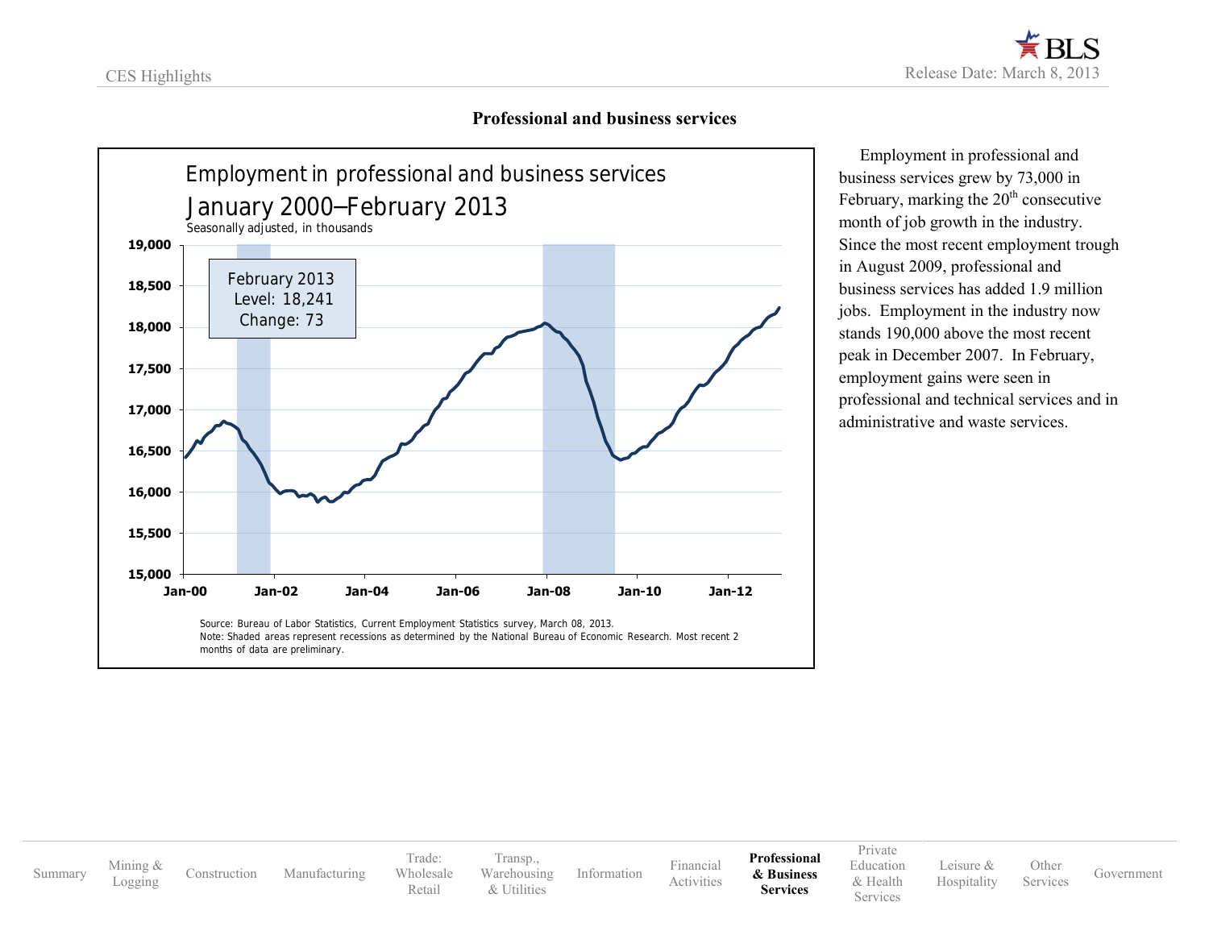## Professional and business services

**Employment in professional and business services**
**January 2000–February 2013**
Seasonally adjusted, in thousands

February 2013
Level: 18,241
Change: 73

Source: Bureau of Labor Statistics, Current Employment Statistics survey, March 08, 2013.
Note: Shaded areas represent recessions as determined by the National Bureau of Economic Research. Most recent 2 months of data are preliminary.

Employment in professional and business services grew by 73,000 in February, marking the 20th consecutive month of job growth in the industry. Since the most recent employment trough in August 2009, professional and business services has added 1.9 million jobs. Employment in the industry now stands 190,000 above the most recent peak in December 2007. In February, employment gains were seen in professional and technical services and in administrative and waste services.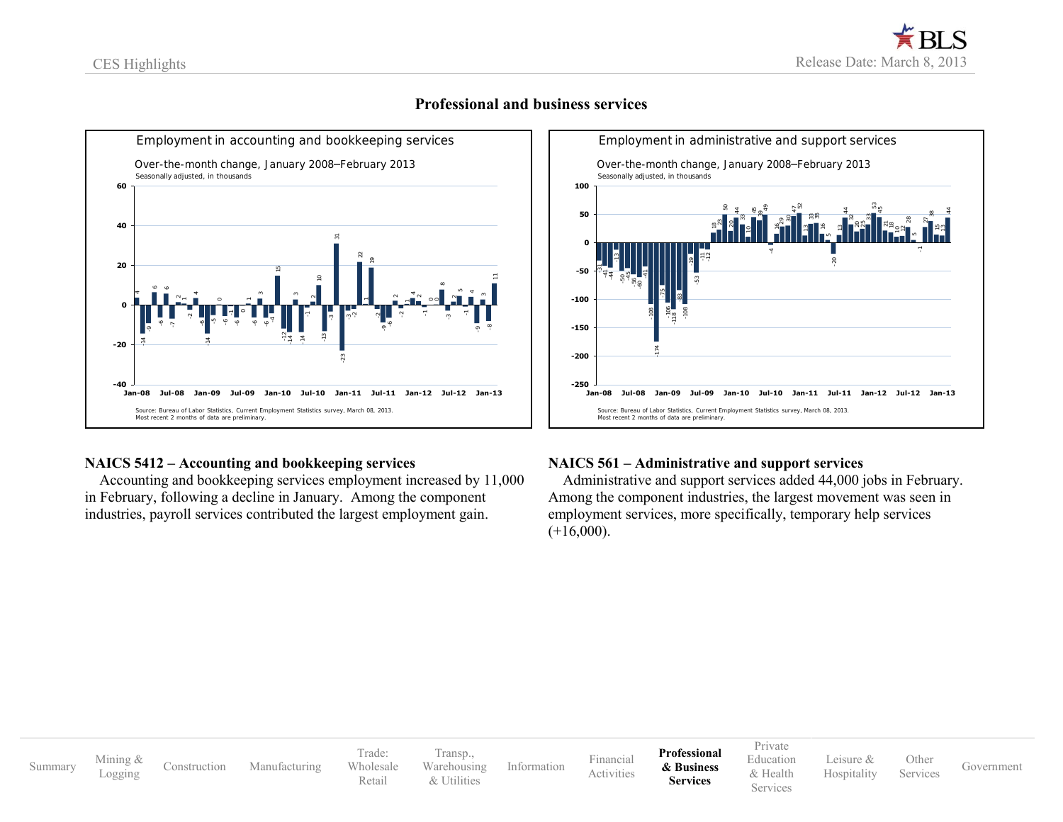## Professional and business services

Employment in accounting and bookkeeping services

Over-the-month change, January 2008–February 2013

Seasonally adjusted, in thousands

Source: Bureau of Labor Statistics, Current Employment Statistics survey, March 08, 2013.
Most recent 2 months of data are preliminary.

Employment in administrative and support services

Over-the-month change, January 2008–February 2013

Seasonally adjusted, in thousands

Source: Bureau of Labor Statistics, Current Employment Statistics survey, March 08, 2013.
Most recent 2 months of data are preliminary.

### NAICS 5412 – Accounting and bookkeeping services

Accounting and bookkeeping services employment increased by 11,000 in February, following a decline in January. Among the component industries, payroll services contributed the largest employment gain.

### NAICS 561 – Administrative and support services

Administrative and support services added 44,000 jobs in February. Among the component industries, the largest movement was seen in employment services, more specifically, temporary help services (+16,000).

Summary | Mining & Logging | Construction | Manufacturing | Trade: Wholesale Retail | Transp., Warehousing & Utilities | Information | Financial Activities | **Professional & Business Services** | Private Education & Health Services | Leisure & Hospitality | Other Services | Government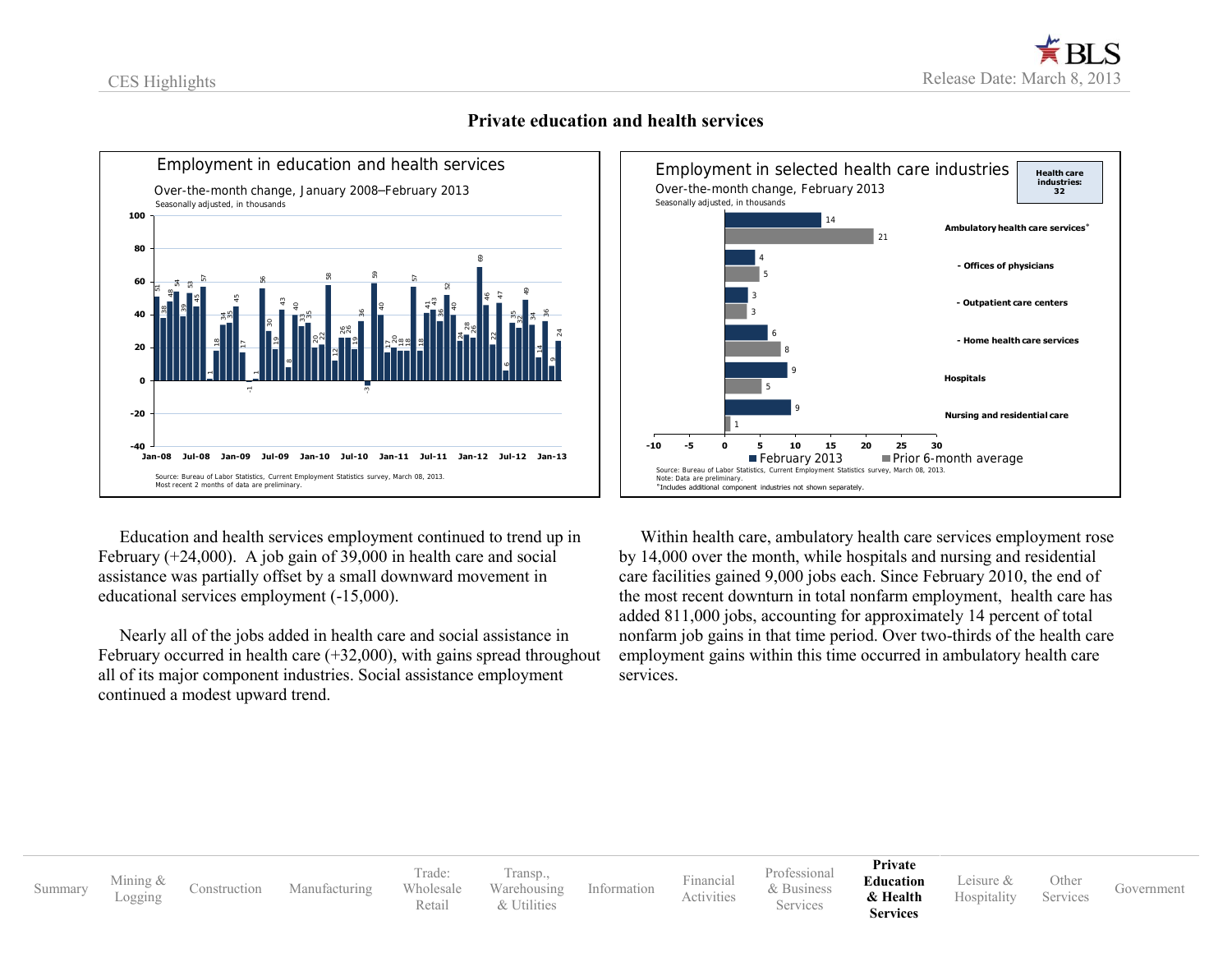## Private education and health services

### Employment in education and health services

Over-the-month change, January 2008–February 2013

Seasonally adjusted, in thousands

Source: Bureau of Labor Statistics, Current Employment Statistics survey, March 08, 2013.
Most recent 2 months of data are preliminary.

### Employment in selected health care industries

Over-the-month change, February 2013

Seasonally adjusted, in thousands

Health care industries: 32

| Industry | February 2013 | Prior 6-month average |
| --- | --- | --- |
| Ambulatory health care services° | 14 | 21 |
| - Offices of physicians | 4 | 5 |
| - Outpatient care centers | 3 | 3 |
| - Home health care services | 6 | 8 |
| Hospitals | 9 | 5 |
| Nursing and residential care | 9 | 1 |

Source: Bureau of Labor Statistics, Current Employment Statistics survey, March 08, 2013.
Note: Data are preliminary.
°Includes additional component industries not shown separately.

Education and health services employment continued to trend up in February (+24,000). A job gain of 39,000 in health care and social assistance was partially offset by a small downward movement in educational services employment (-15,000).

Nearly all of the jobs added in health care and social assistance in February occurred in health care (+32,000), with gains spread throughout all of its major component industries. Social assistance employment continued a modest upward trend.

Within health care, ambulatory health care services employment rose by 14,000 over the month, while hospitals and nursing and residential care facilities gained 9,000 jobs each. Since February 2010, the end of the most recent downturn in total nonfarm employment, health care has added 811,000 jobs, accounting for approximately 14 percent of total nonfarm job gains in that time period. Over two-thirds of the health care employment gains within this time occurred in ambulatory health care services.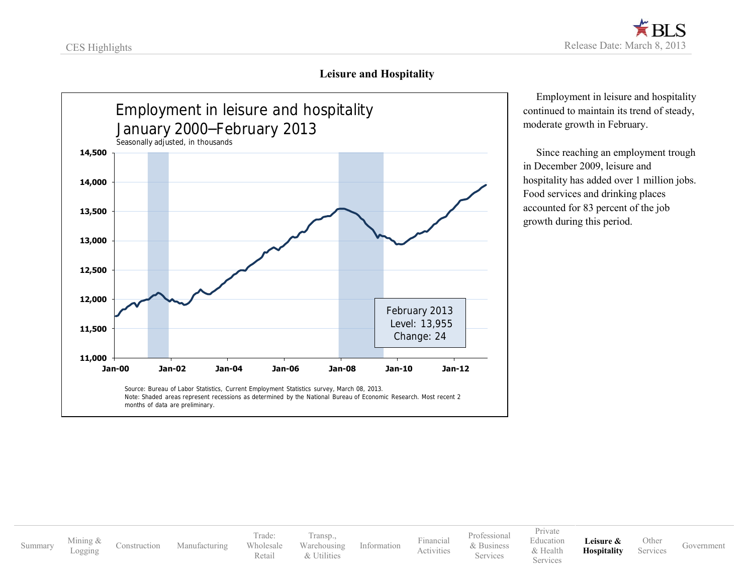## Leisure and Hospitality

**Employment in leisure and hospitality**
**January 2000–February 2013**
Seasonally adjusted, in thousands

February 2013
Level: 13,955
Change: 24

Source: Bureau of Labor Statistics, Current Employment Statistics survey, March 08, 2013.
Note: Shaded areas represent recessions as determined by the National Bureau of Economic Research. Most recent 2 months of data are preliminary.

Employment in leisure and hospitality continued to maintain its trend of steady, moderate growth in February.

Since reaching an employment trough in December 2009, leisure and hospitality has added over 1 million jobs. Food services and drinking places accounted for 83 percent of the job growth during this period.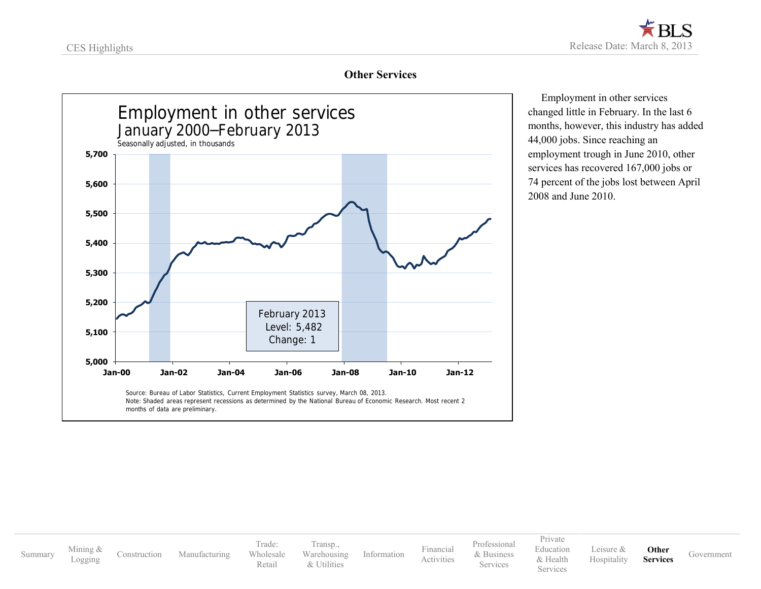## Other Services

**Employment in other services**
**January 2000–February 2013**
Seasonally adjusted, in thousands

February 2013
Level: 5,482
Change: 1

Source: Bureau of Labor Statistics, Current Employment Statistics survey, March 08, 2013.
Note: Shaded areas represent recessions as determined by the National Bureau of Economic Research. Most recent 2 months of data are preliminary.

Employment in other services changed little in February. In the last 6 months, however, this industry has added 44,000 jobs. Since reaching an employment trough in June 2010, other services has recovered 167,000 jobs or 74 percent of the jobs lost between April 2008 and June 2010.

Summary | Mining & Logging | Construction | Manufacturing | Trade: Wholesale Retail | Transp., Warehousing & Utilities | Information | Financial Activities | Professional & Business Services | Private Education & Health Services | Leisure & Hospitality | **Other Services** | Government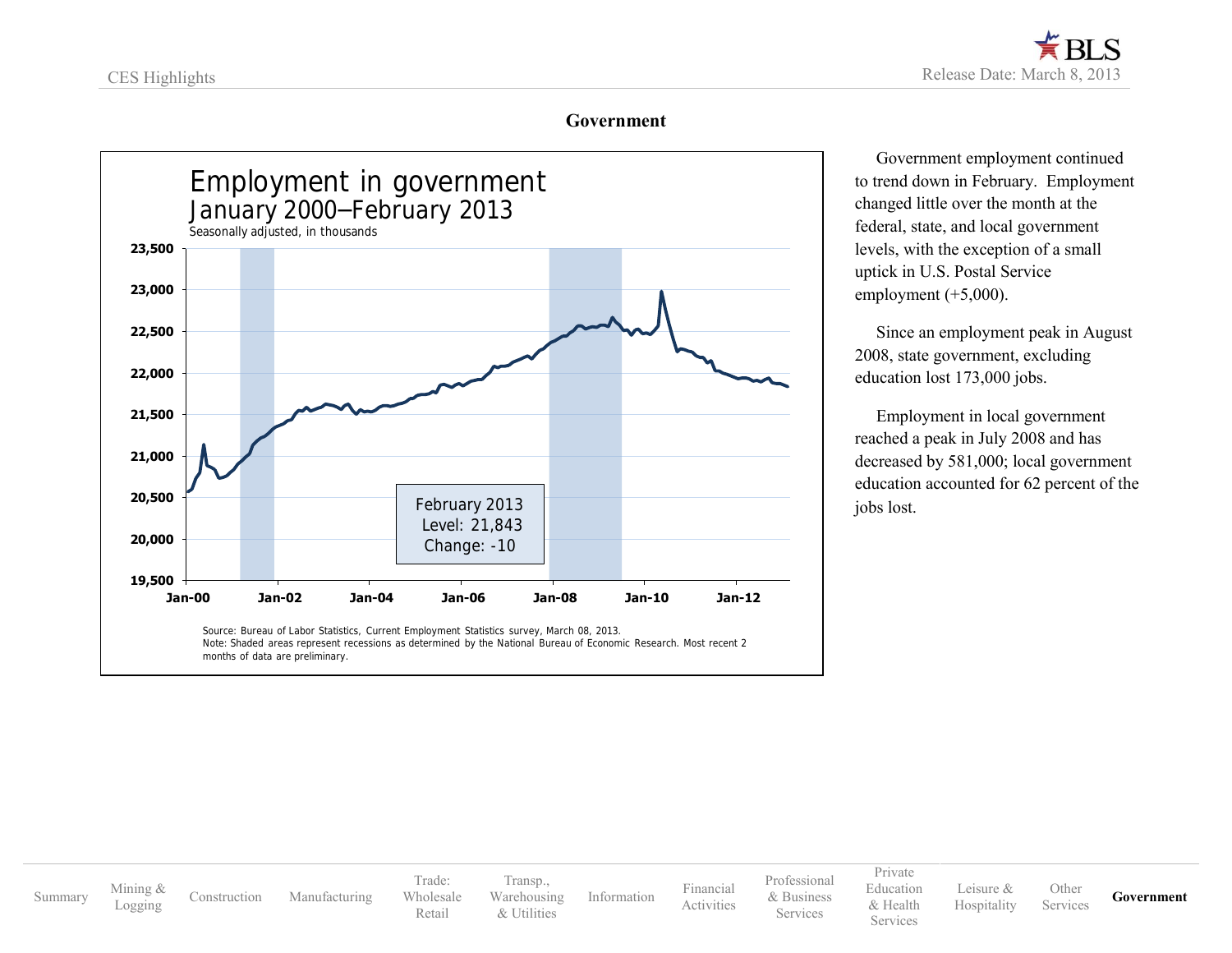## Government

**Employment in government**
January 2000–February 2013
Seasonally adjusted, in thousands

February 2013
Level: 21,843
Change: -10

Source: Bureau of Labor Statistics, Current Employment Statistics survey, March 08, 2013.
Note: Shaded areas represent recessions as determined by the National Bureau of Economic Research. Most recent 2 months of data are preliminary.

Government employment continued to trend down in February. Employment changed little over the month at the federal, state, and local government levels, with the exception of a small uptick in U.S. Postal Service employment (+5,000).

Since an employment peak in August 2008, state government, excluding education lost 173,000 jobs.

Employment in local government reached a peak in July 2008 and has decreased by 581,000; local government education accounted for 62 percent of the jobs lost.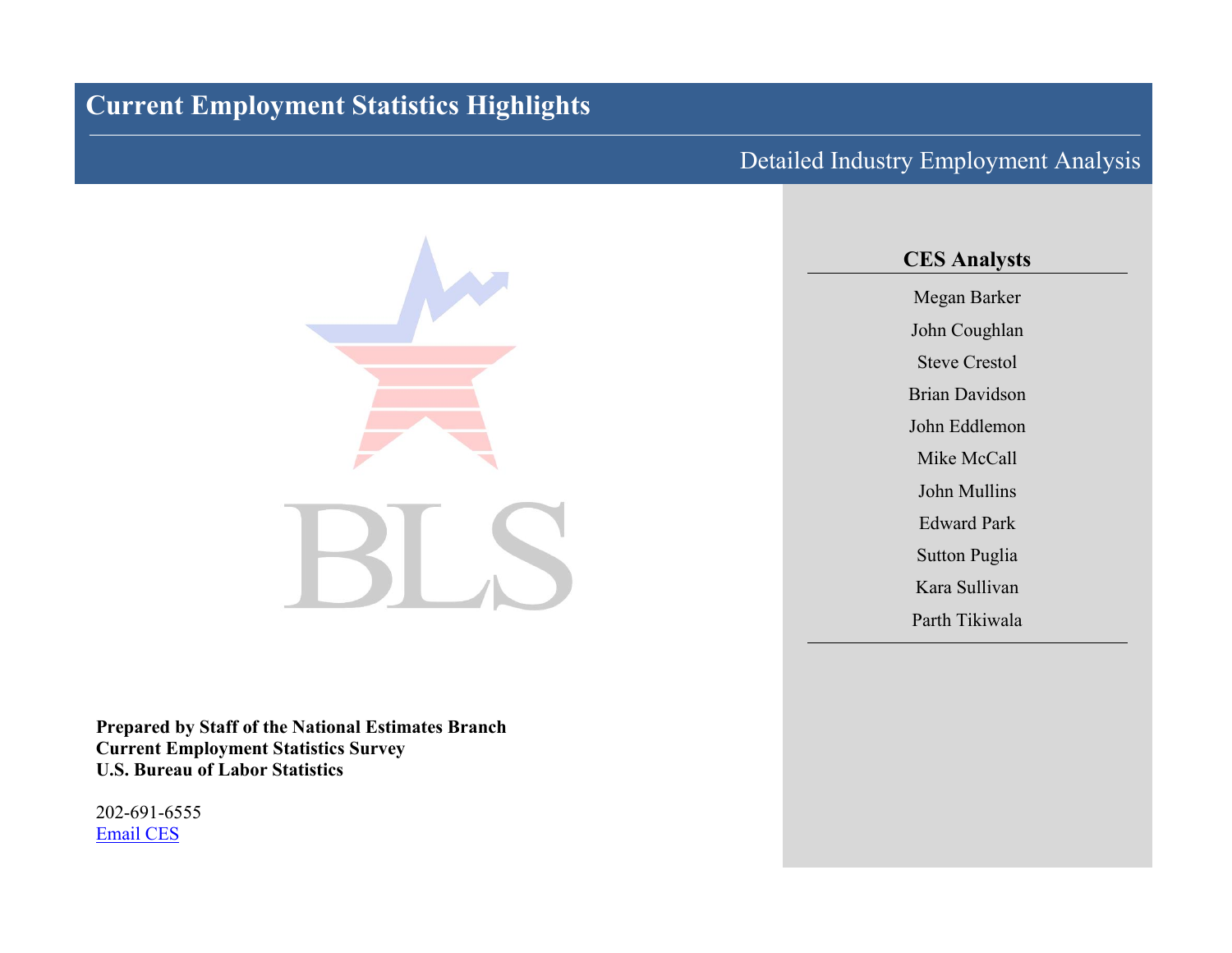# Current Employment Statistics Highlights

## Detailed Industry Employment Analysis

BLS

### CES Analysts

Megan Barker

John Coughlan

Steve Crestol

Brian Davidson

John Eddlemon

Mike McCall

John Mullins

Edward Park

Sutton Puglia

Kara Sullivan

Parth Tikiwala

**Prepared by Staff of the National Estimates Branch**
**Current Employment Statistics Survey**
**U.S. Bureau of Labor Statistics**

202-691-6555
Email CES